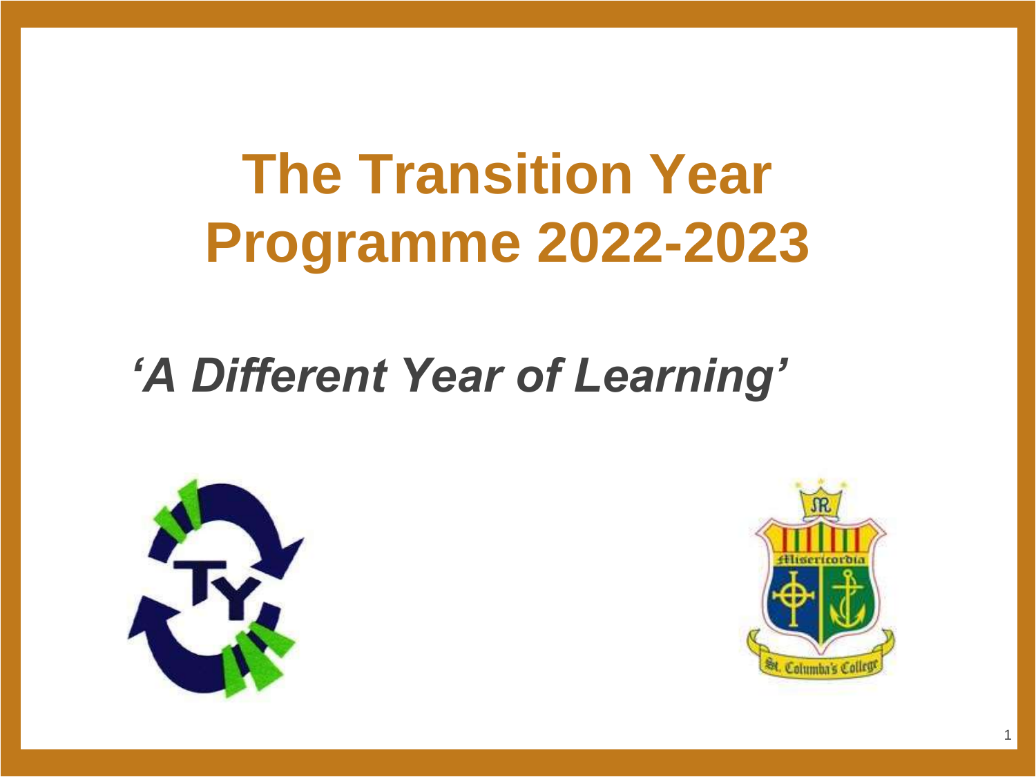# The Transition Year Programme 2022-2023

## *'A Different Year of Learning'*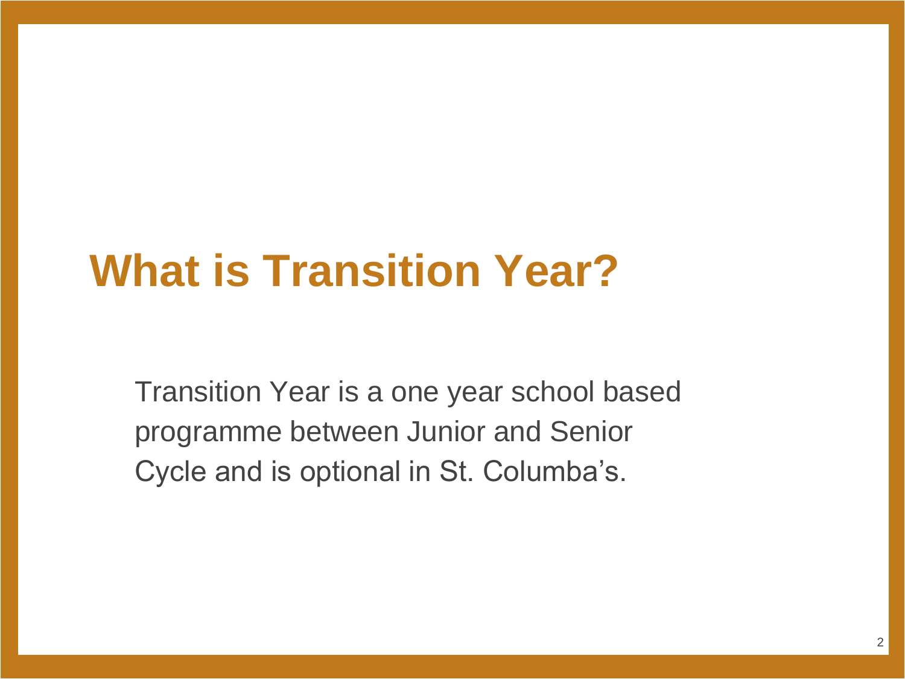# What is Transition Year?

Transition Year is a one year school based programme between Junior and Senior Cycle and is optional in St. Columba's.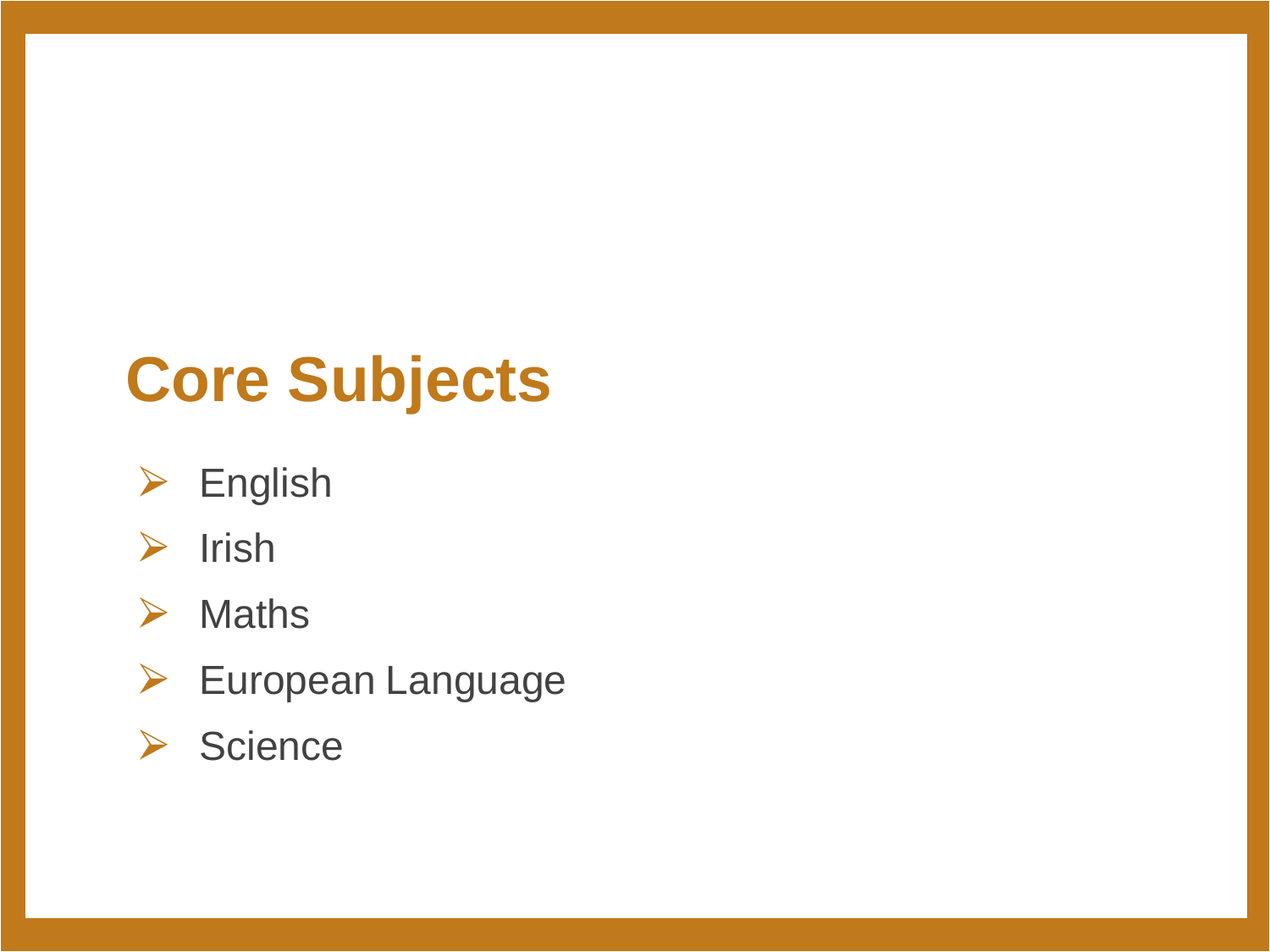# Core Subjects

- English
- Irish
- Maths
- European Language
- Science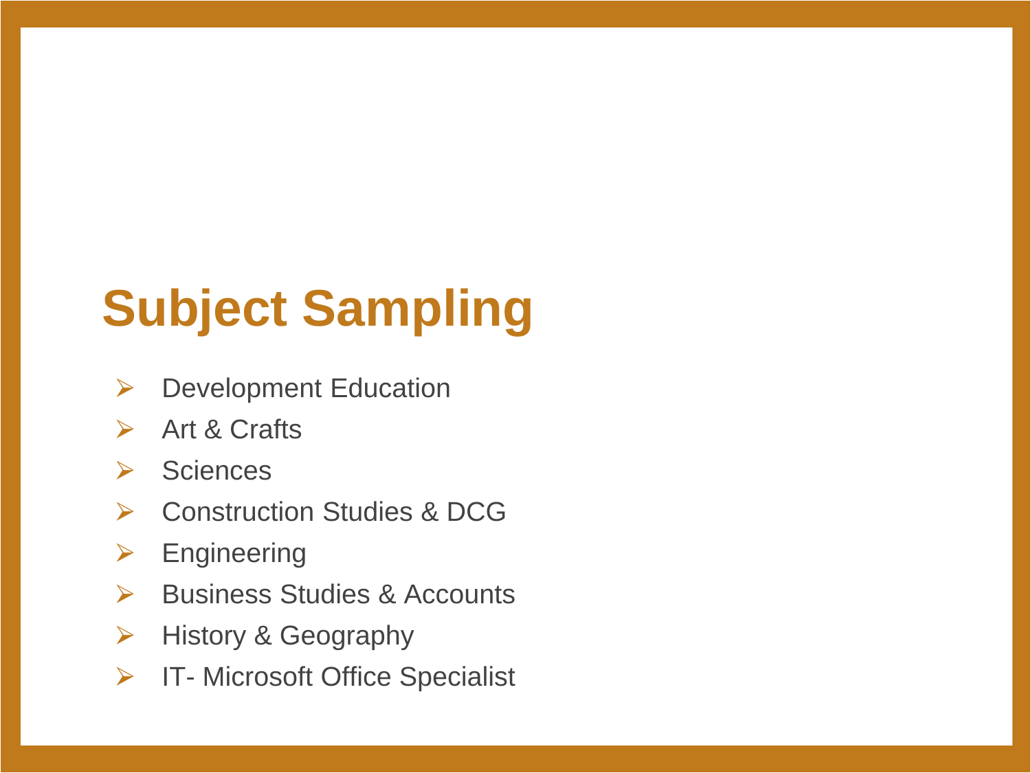# Subject Sampling

- Development Education
- Art & Crafts
- Sciences
- Construction Studies & DCG
- Engineering
- Business Studies & Accounts
- History & Geography
- IT- Microsoft Office Specialist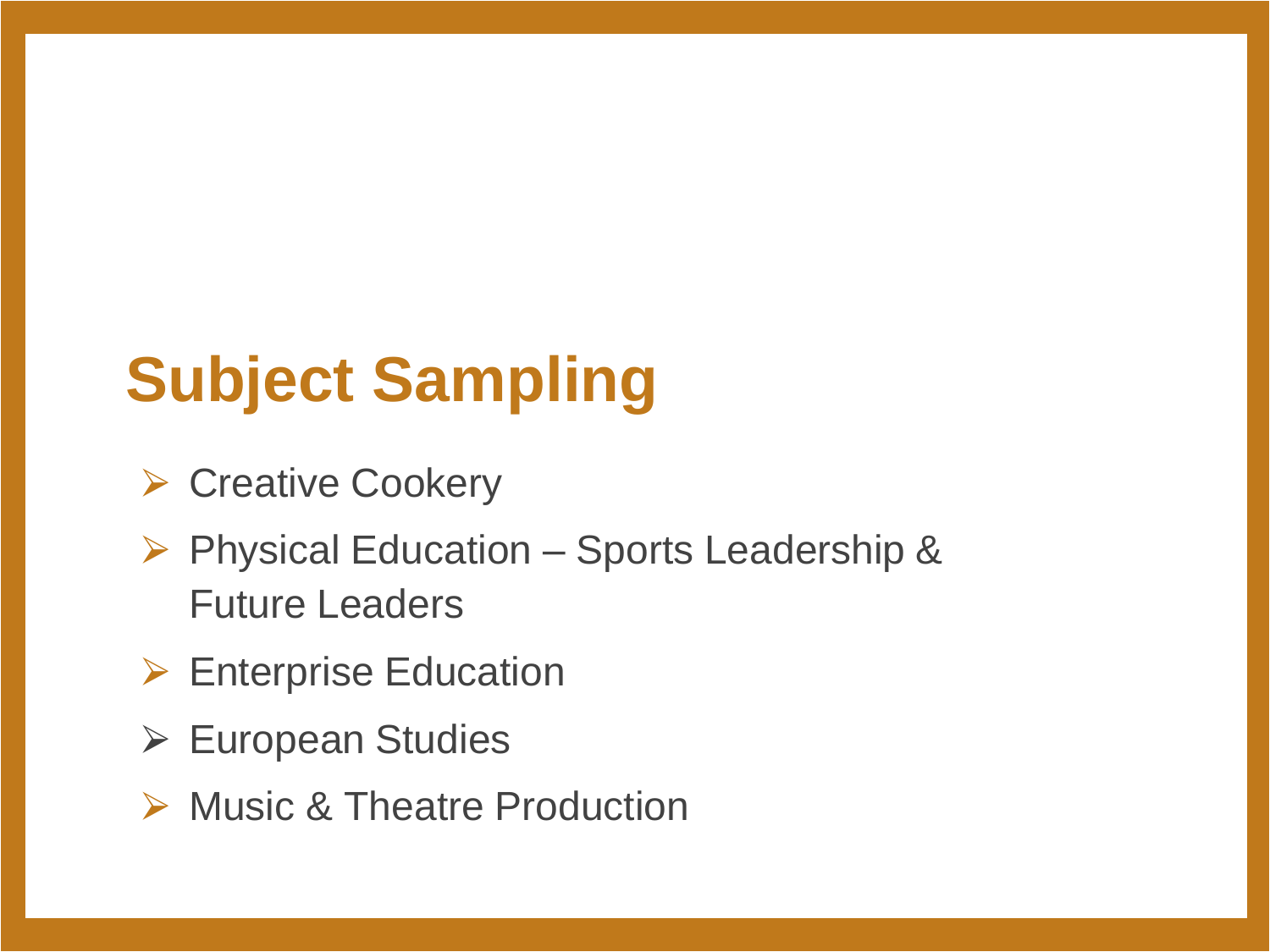# Subject Sampling

- Creative Cookery
- Physical Education – Sports Leadership & Future Leaders
- Enterprise Education
- European Studies
- Music & Theatre Production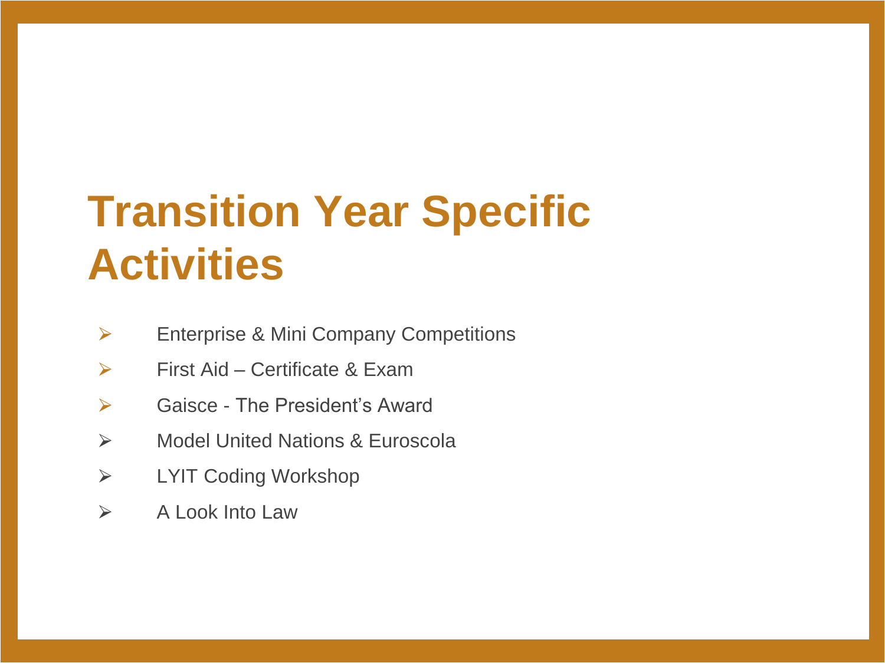# Transition Year Specific Activities

- Enterprise & Mini Company Competitions
- First Aid – Certificate & Exam
- Gaisce - The President's Award
- Model United Nations & Euroscola
- LYIT Coding Workshop
- A Look Into Law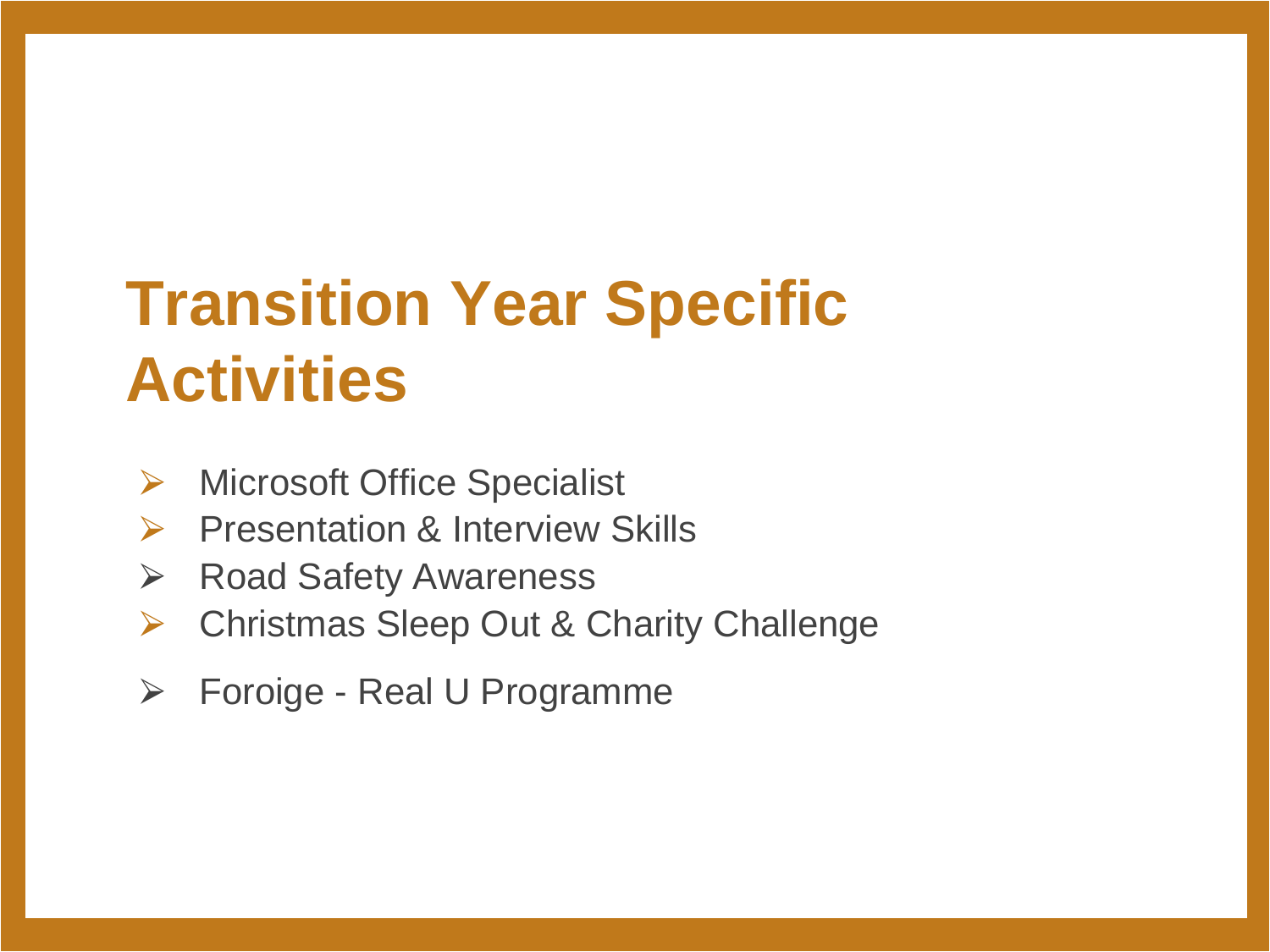# Transition Year Specific Activities

- Microsoft Office Specialist
- Presentation & Interview Skills
- Road Safety Awareness
- Christmas Sleep Out & Charity Challenge
- Foroige - Real U Programme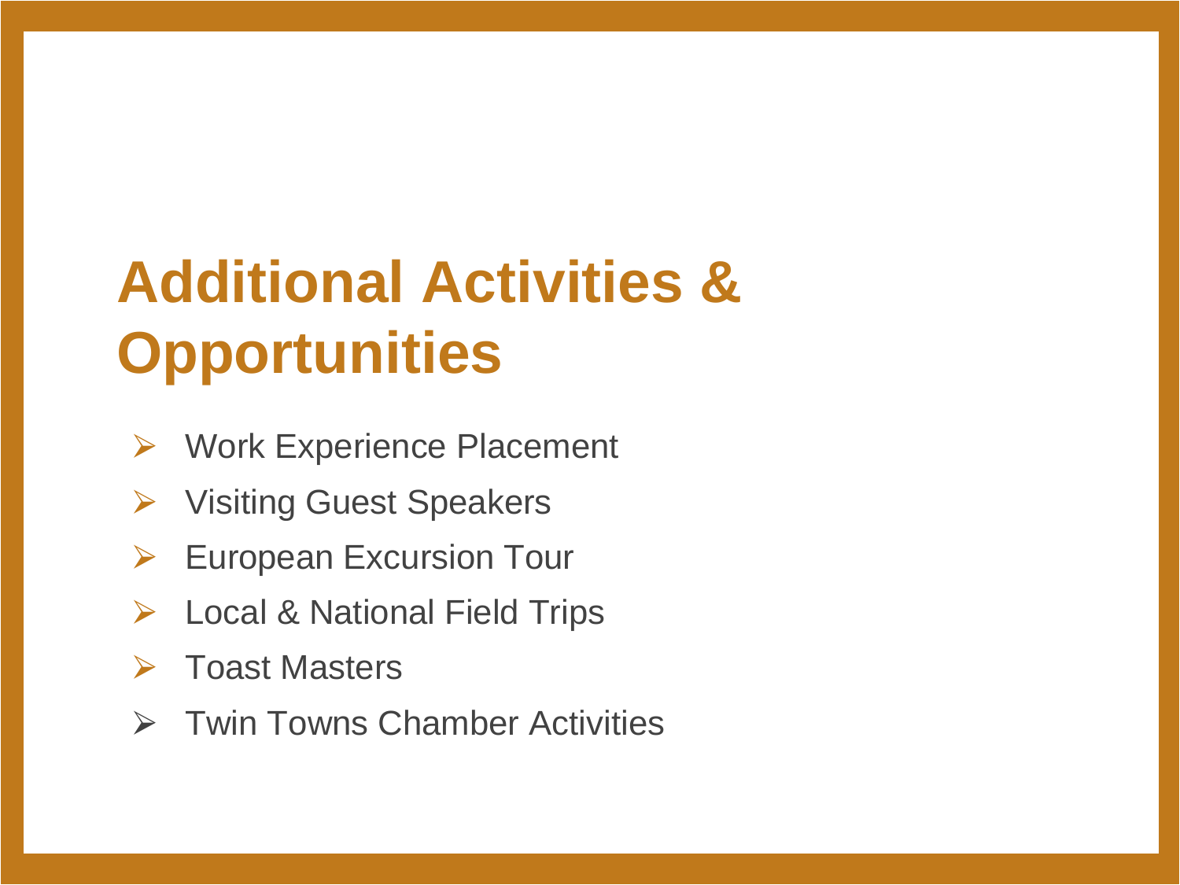# Additional Activities & Opportunities

- Work Experience Placement
- Visiting Guest Speakers
- European Excursion Tour
- Local & National Field Trips
- Toast Masters
- Twin Towns Chamber Activities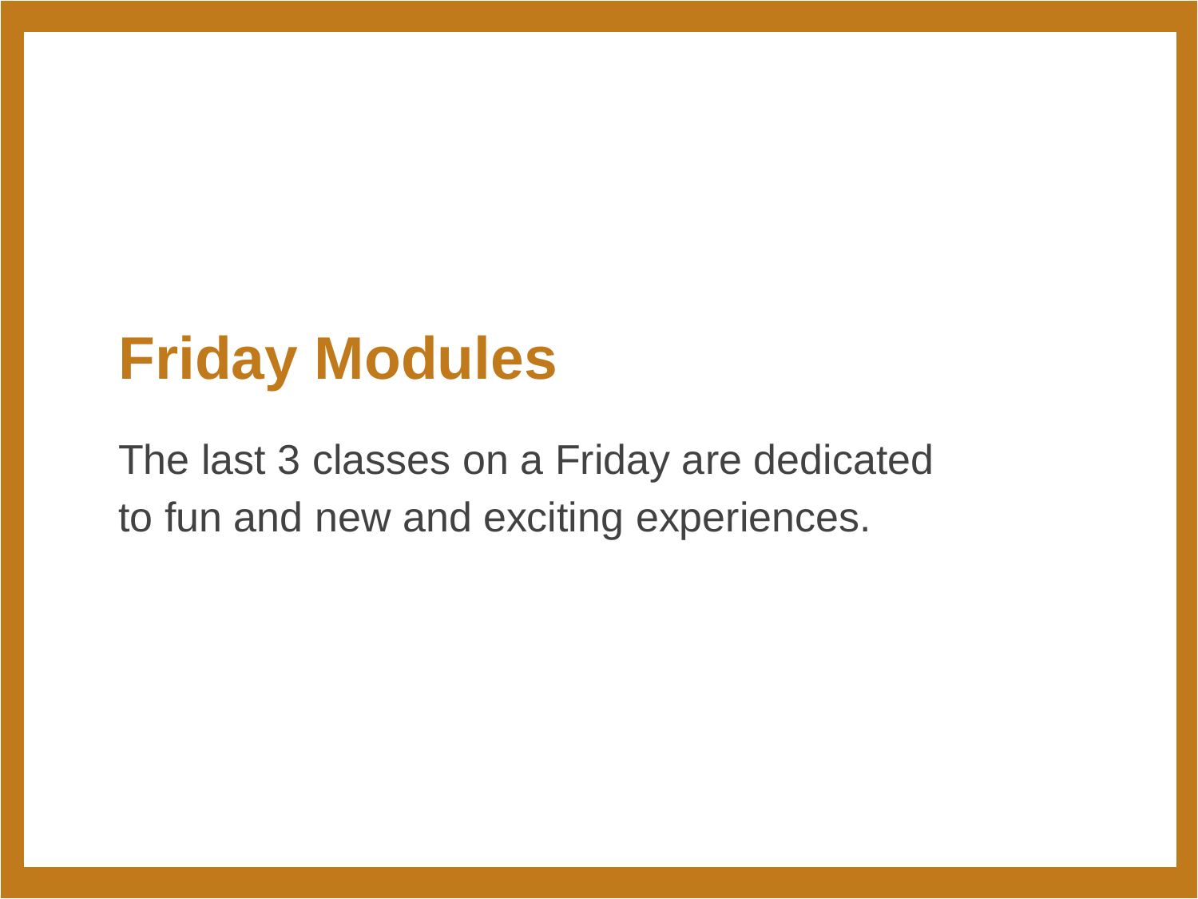# Friday Modules

The last 3 classes on a Friday are dedicated to fun and new and exciting experiences.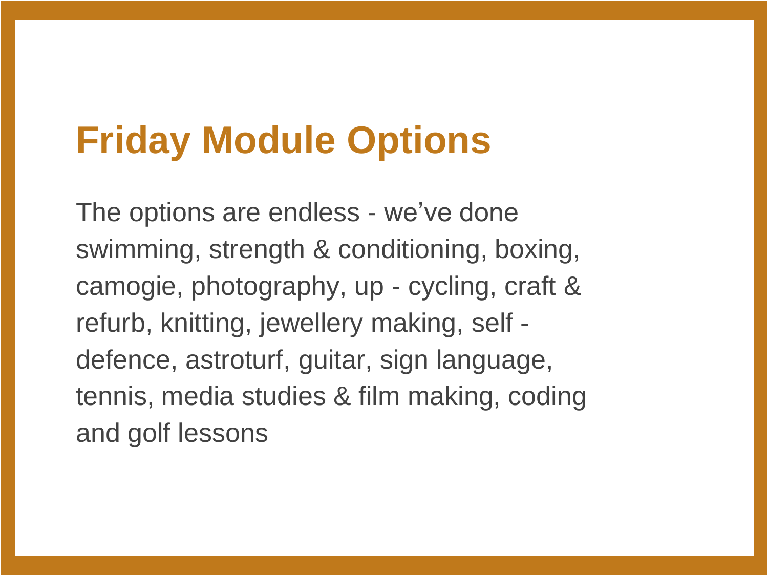# Friday Module Options

The options are endless - we've done swimming, strength & conditioning, boxing, camogie, photography, up - cycling, craft & refurb, knitting, jewellery making, self - defence, astroturf, guitar, sign language, tennis, media studies & film making, coding and golf lessons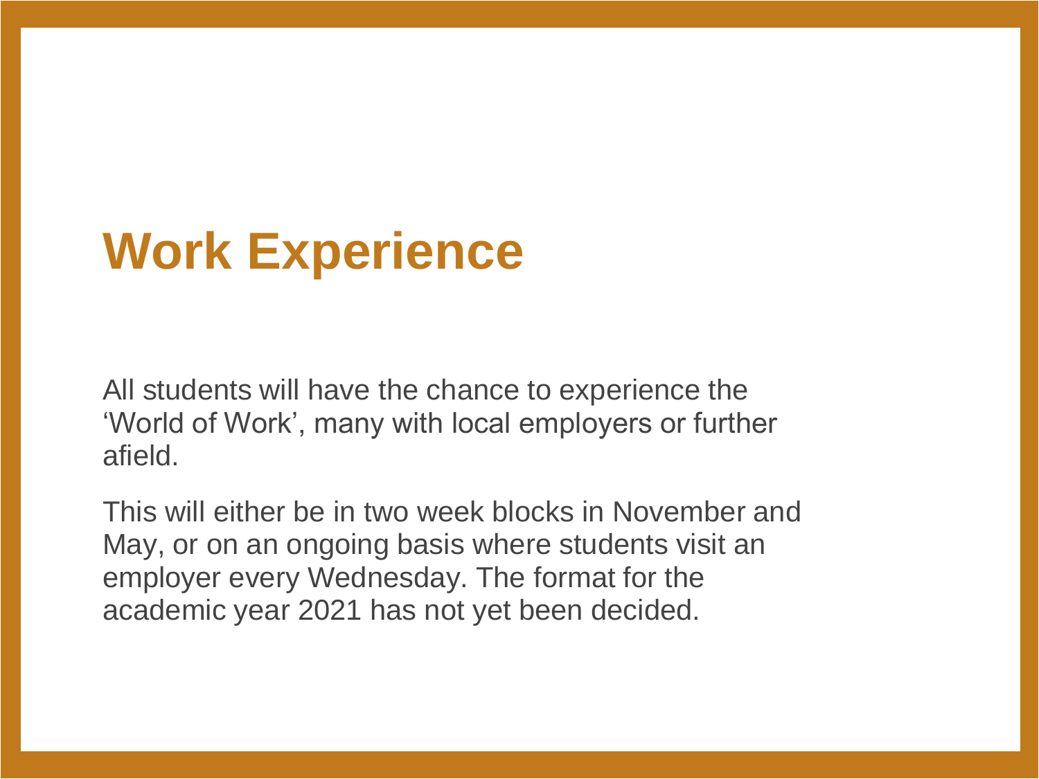# Work Experience

All students will have the chance to experience the ‘World of Work’, many with local employers or further afield.

This will either be in two week blocks in November and May, or on an ongoing basis where students visit an employer every Wednesday. The format for the academic year 2021 has not yet been decided.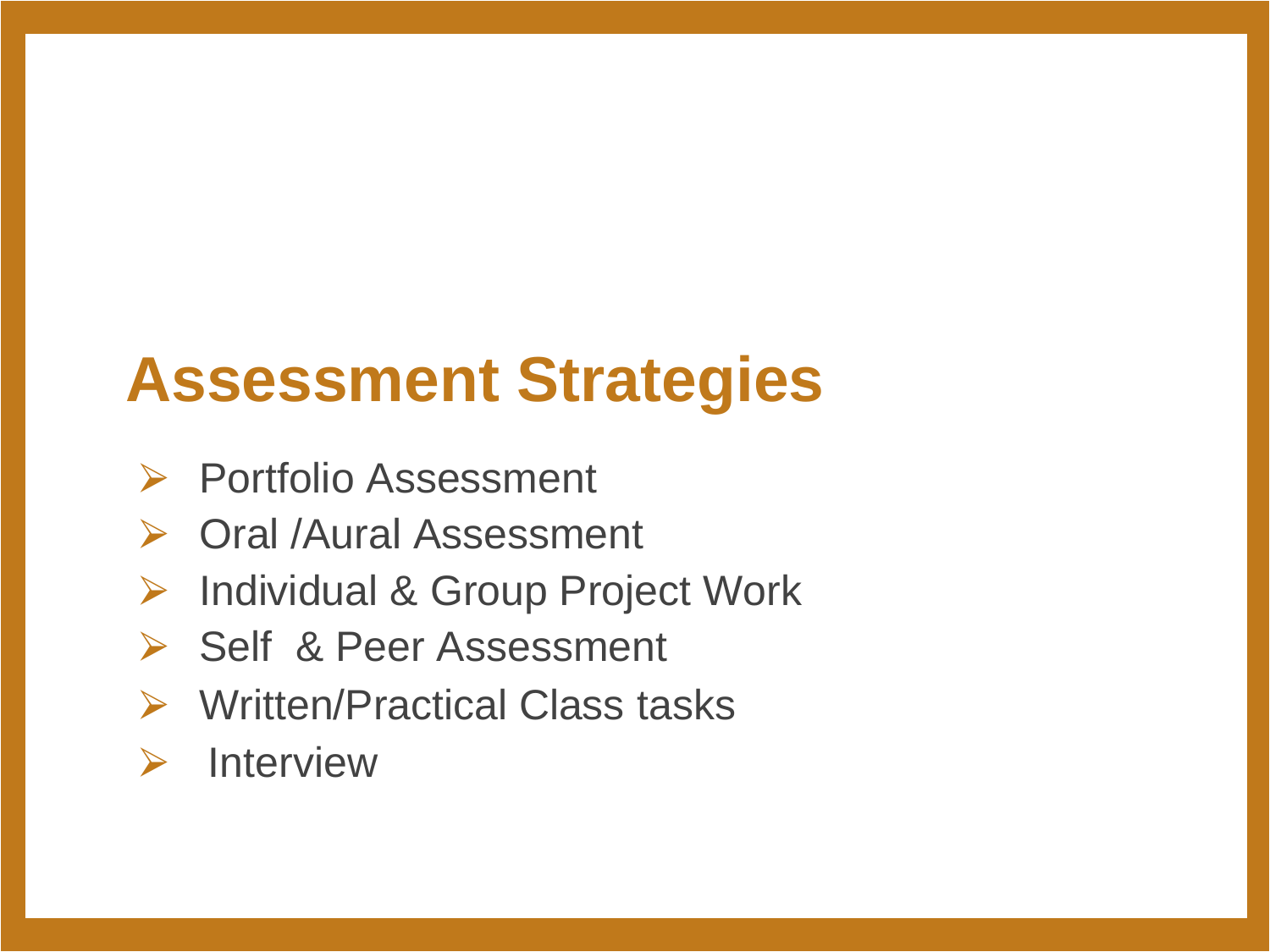# Assessment Strategies

- Portfolio Assessment
- Oral /Aural Assessment
- Individual & Group Project Work
- Self & Peer Assessment
- Written/Practical Class tasks
- Interview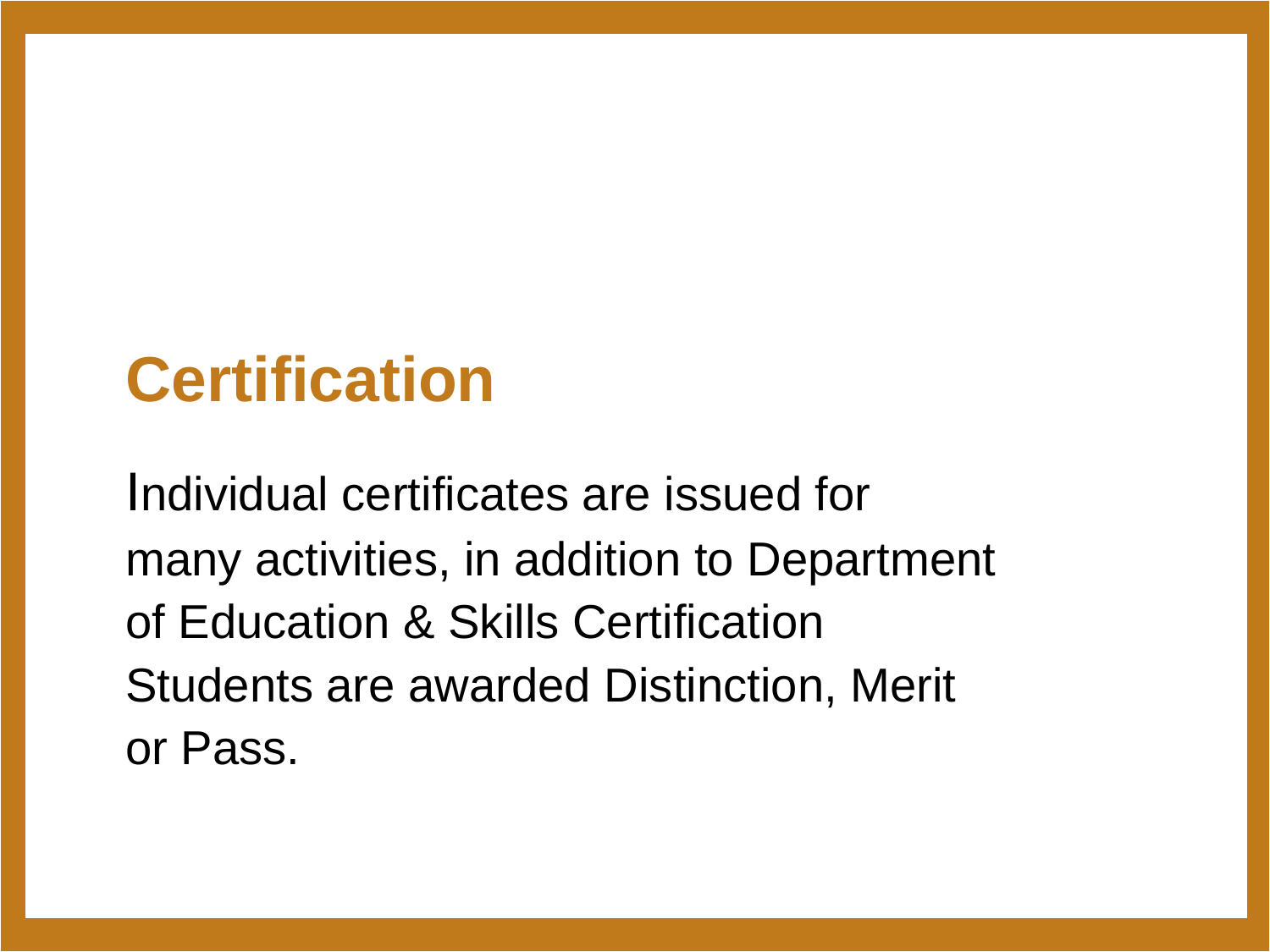## Certification

Individual certificates are issued for many activities, in addition to Department of Education & Skills Certification Students are awarded Distinction, Merit or Pass.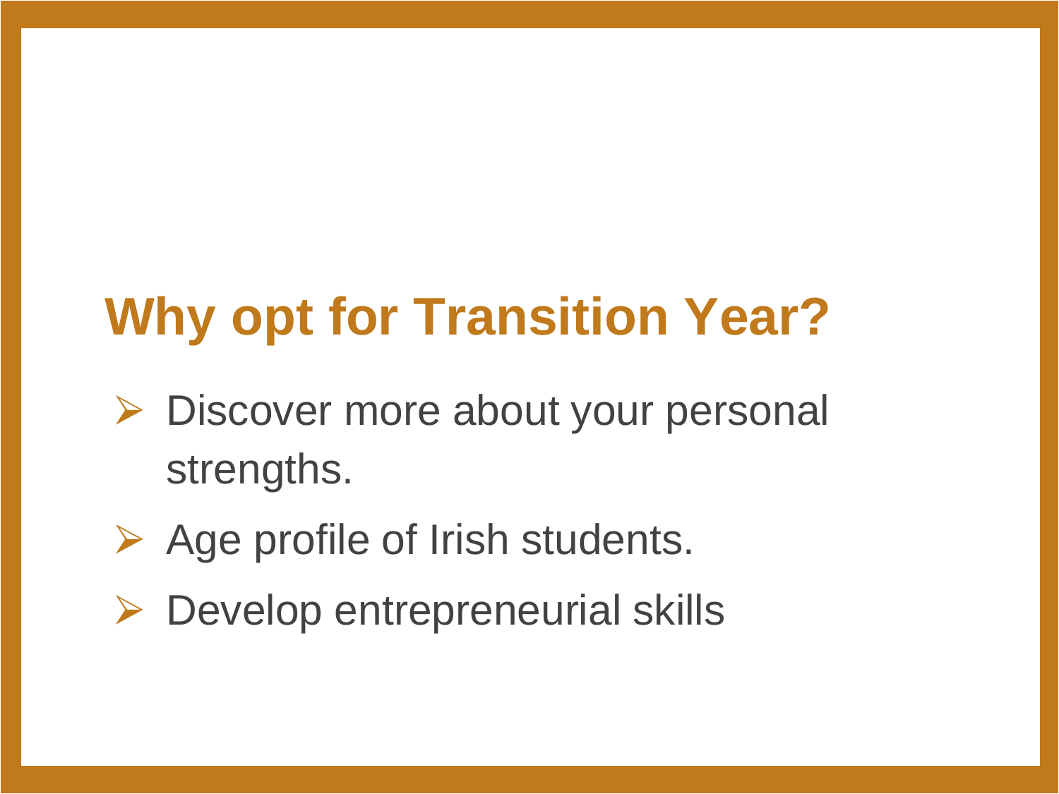## Why opt for Transition Year?

- Discover more about your personal strengths.
- Age profile of Irish students.
- Develop entrepreneurial skills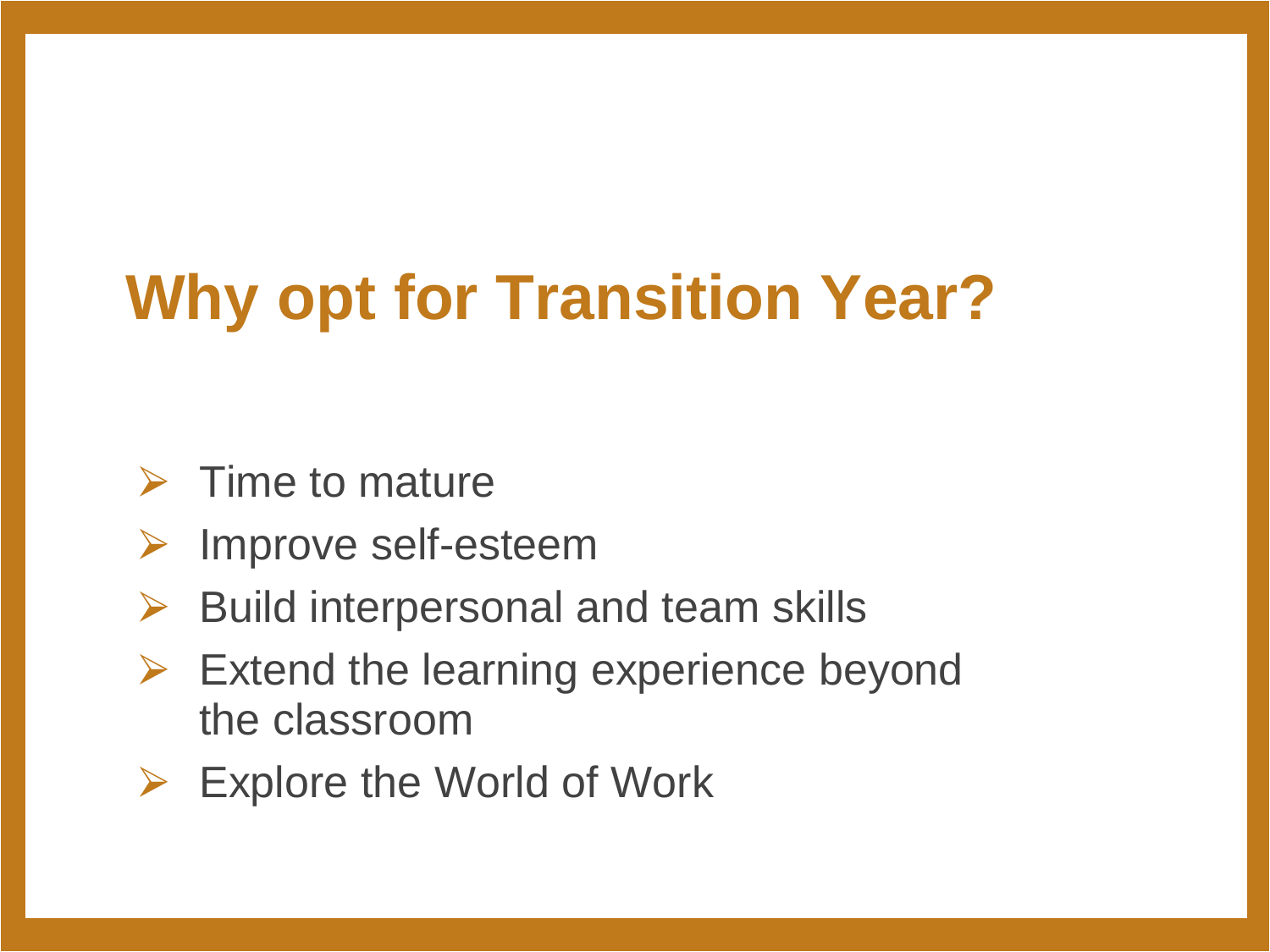# Why opt for Transition Year?

- Time to mature
- Improve self-esteem
- Build interpersonal and team skills
- Extend the learning experience beyond the classroom
- Explore the World of Work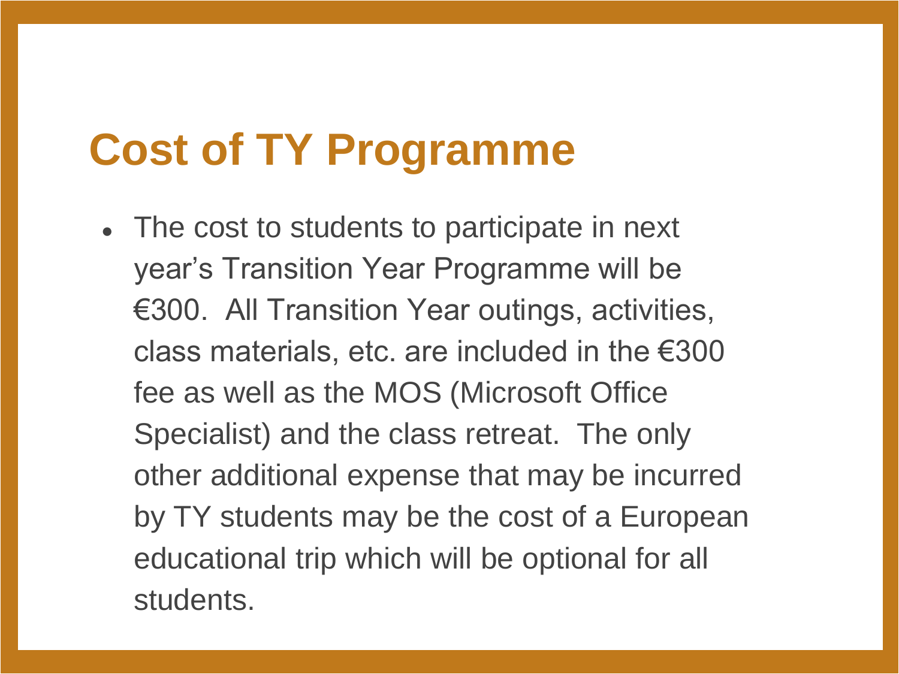# Cost of TY Programme

- The cost to students to participate in next year's Transition Year Programme will be €300. All Transition Year outings, activities, class materials, etc. are included in the €300 fee as well as the MOS (Microsoft Office Specialist) and the class retreat. The only other additional expense that may be incurred by TY students may be the cost of a European educational trip which will be optional for all students.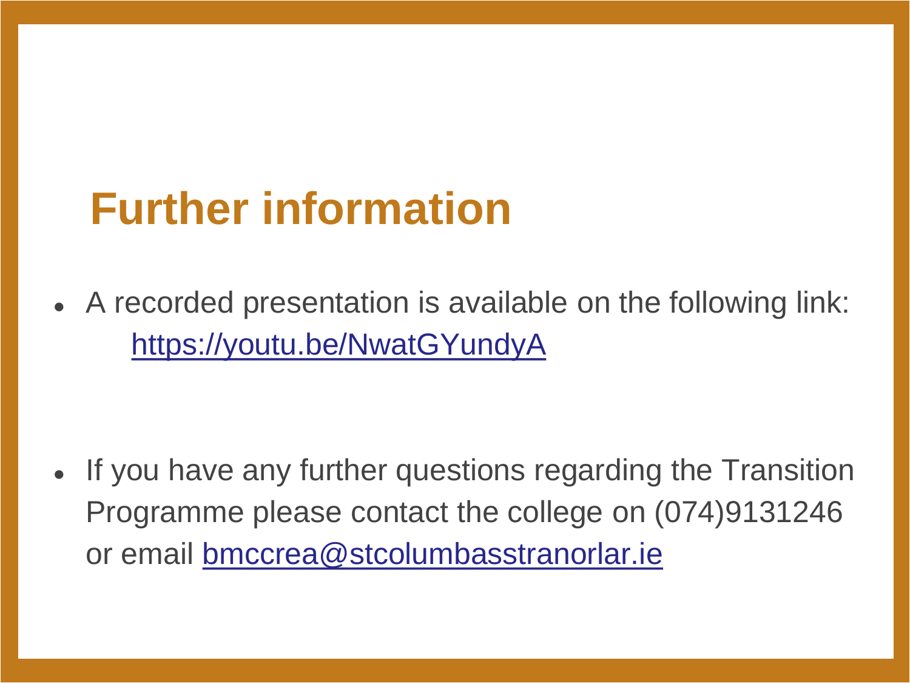# Further information

- A recorded presentation is available on the following link: https://youtu.be/NwatGYundyA

- If you have any further questions regarding the Transition Programme please contact the college on (074)9131246 or email bmccrea@stcolumbasstranorlar.ie